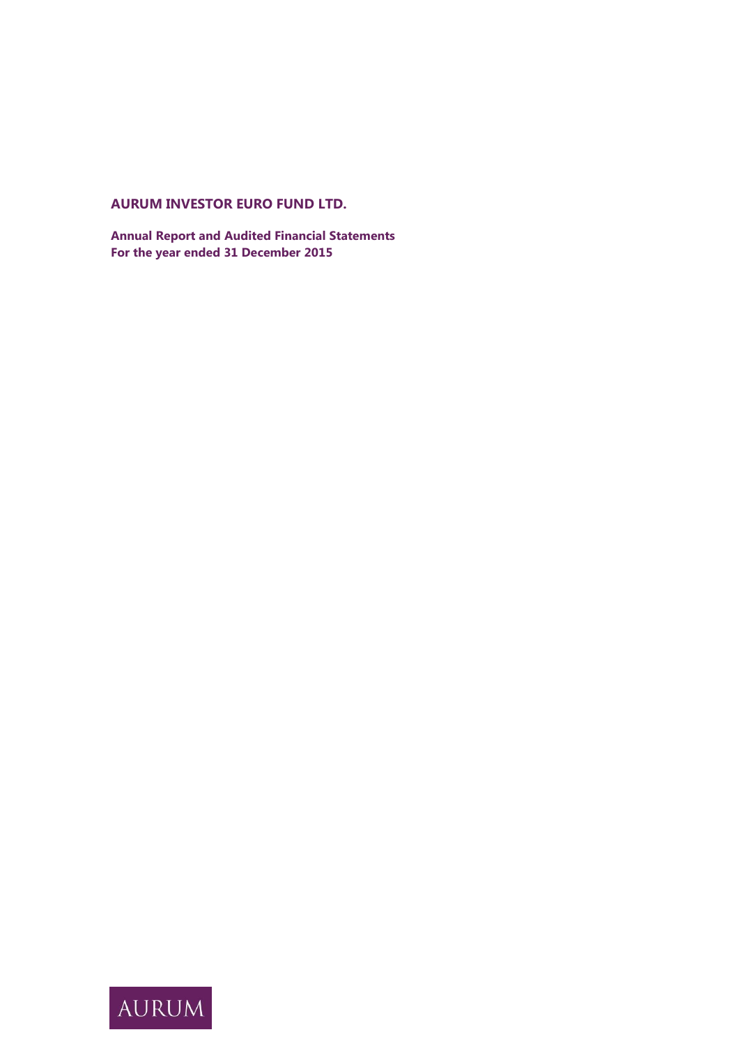# AURUM INVESTOR EURO FUND LTD.

**Annual Report and Audited Financial Statements**
**For the year ended 31 December 2015**

AURUM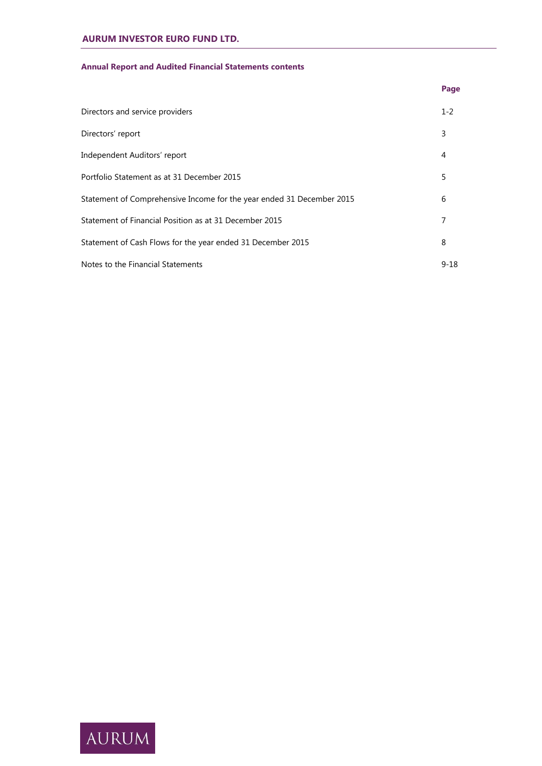## Annual Report and Audited Financial Statements contents

| | Page |
|---|---|
| Directors and service providers | 1-2 |
| Directors' report | 3 |
| Independent Auditors' report | 4 |
| Portfolio Statement as at 31 December 2015 | 5 |
| Statement of Comprehensive Income for the year ended 31 December 2015 | 6 |
| Statement of Financial Position as at 31 December 2015 | 7 |
| Statement of Cash Flows for the year ended 31 December 2015 | 8 |
| Notes to the Financial Statements | 9-18 |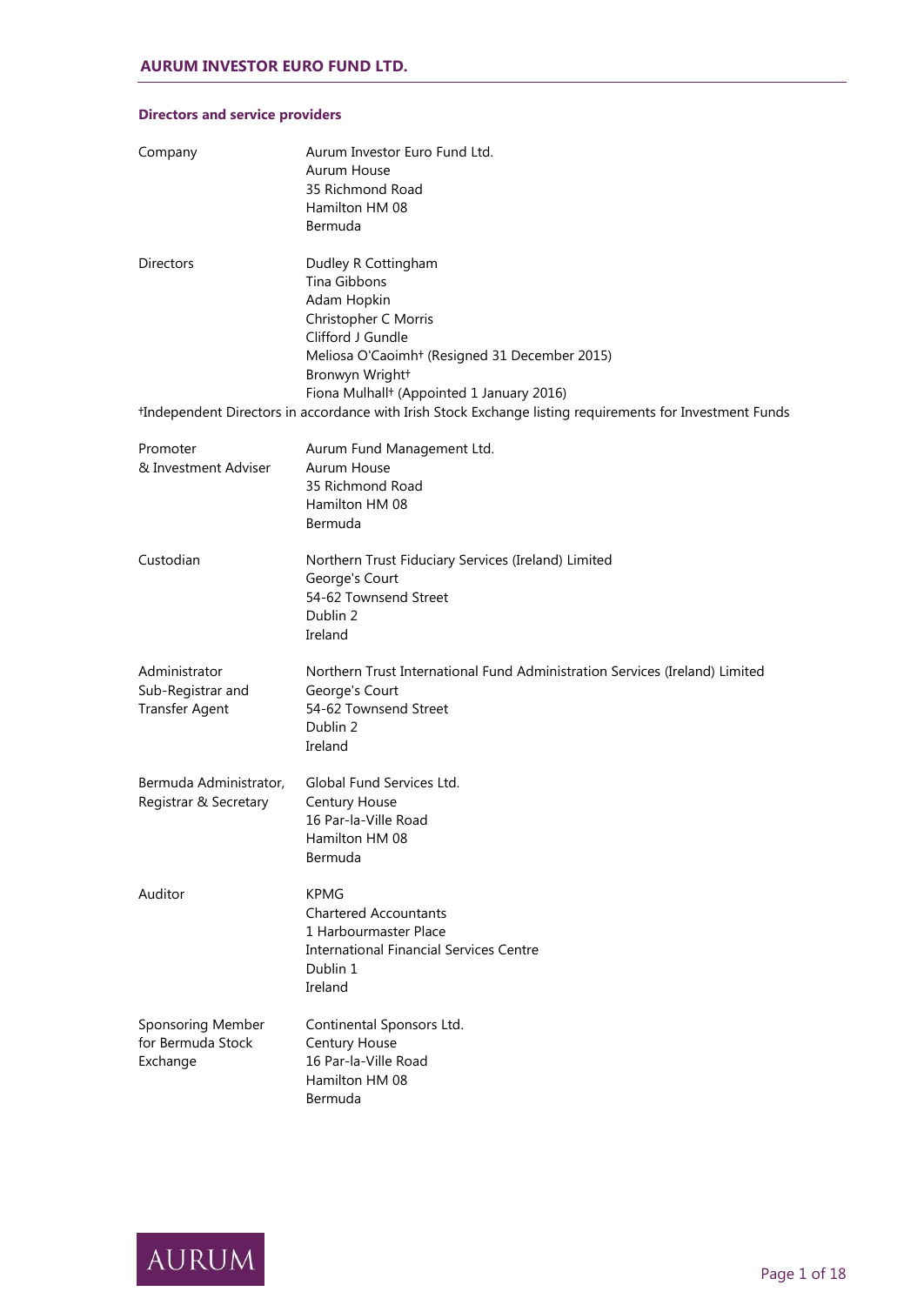## Directors and service providers

| | |
|---|---|
| Company | Aurum Investor Euro Fund Ltd.<br>Aurum House<br>35 Richmond Road<br>Hamilton HM 08<br>Bermuda |
| Directors | Dudley R Cottingham<br>Tina Gibbons<br>Adam Hopkin<br>Christopher C Morris<br>Clifford J Gundle<br>Meliosa O'Caoimh† (Resigned 31 December 2015)<br>Bronwyn Wright†<br>Fiona Mulhall† (Appointed 1 January 2016) |

†Independent Directors in accordance with Irish Stock Exchange listing requirements for Investment Funds

| | |
|---|---|
| Promoter & Investment Adviser | Aurum Fund Management Ltd.<br>Aurum House<br>35 Richmond Road<br>Hamilton HM 08<br>Bermuda |
| Custodian | Northern Trust Fiduciary Services (Ireland) Limited<br>George's Court<br>54-62 Townsend Street<br>Dublin 2<br>Ireland |
| Administrator Sub-Registrar and Transfer Agent | Northern Trust International Fund Administration Services (Ireland) Limited<br>George's Court<br>54-62 Townsend Street<br>Dublin 2<br>Ireland |
| Bermuda Administrator, Registrar & Secretary | Global Fund Services Ltd.<br>Century House<br>16 Par-la-Ville Road<br>Hamilton HM 08<br>Bermuda |
| Auditor | KPMG<br>Chartered Accountants<br>1 Harbourmaster Place<br>International Financial Services Centre<br>Dublin 1<br>Ireland |
| Sponsoring Member for Bermuda Stock Exchange | Continental Sponsors Ltd.<br>Century House<br>16 Par-la-Ville Road<br>Hamilton HM 08<br>Bermuda |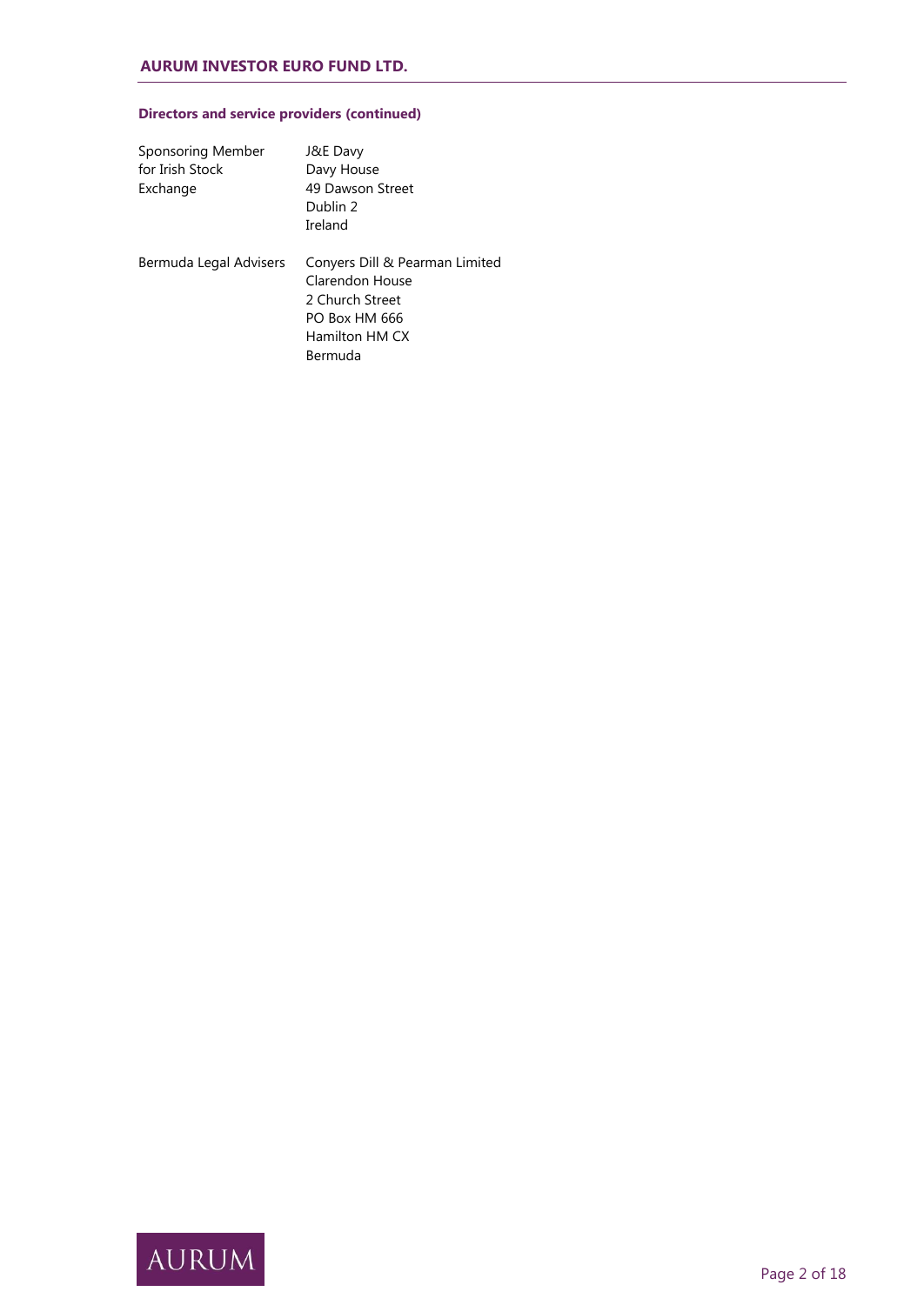### Directors and service providers (continued)

| | |
|---|---|
| Sponsoring Member for Irish Stock Exchange | J&E Davy<br>Davy House<br>49 Dawson Street<br>Dublin 2<br>Ireland |
| Bermuda Legal Advisers | Conyers Dill & Pearman Limited<br>Clarendon House<br>2 Church Street<br>PO Box HM 666<br>Hamilton HM CX<br>Bermuda |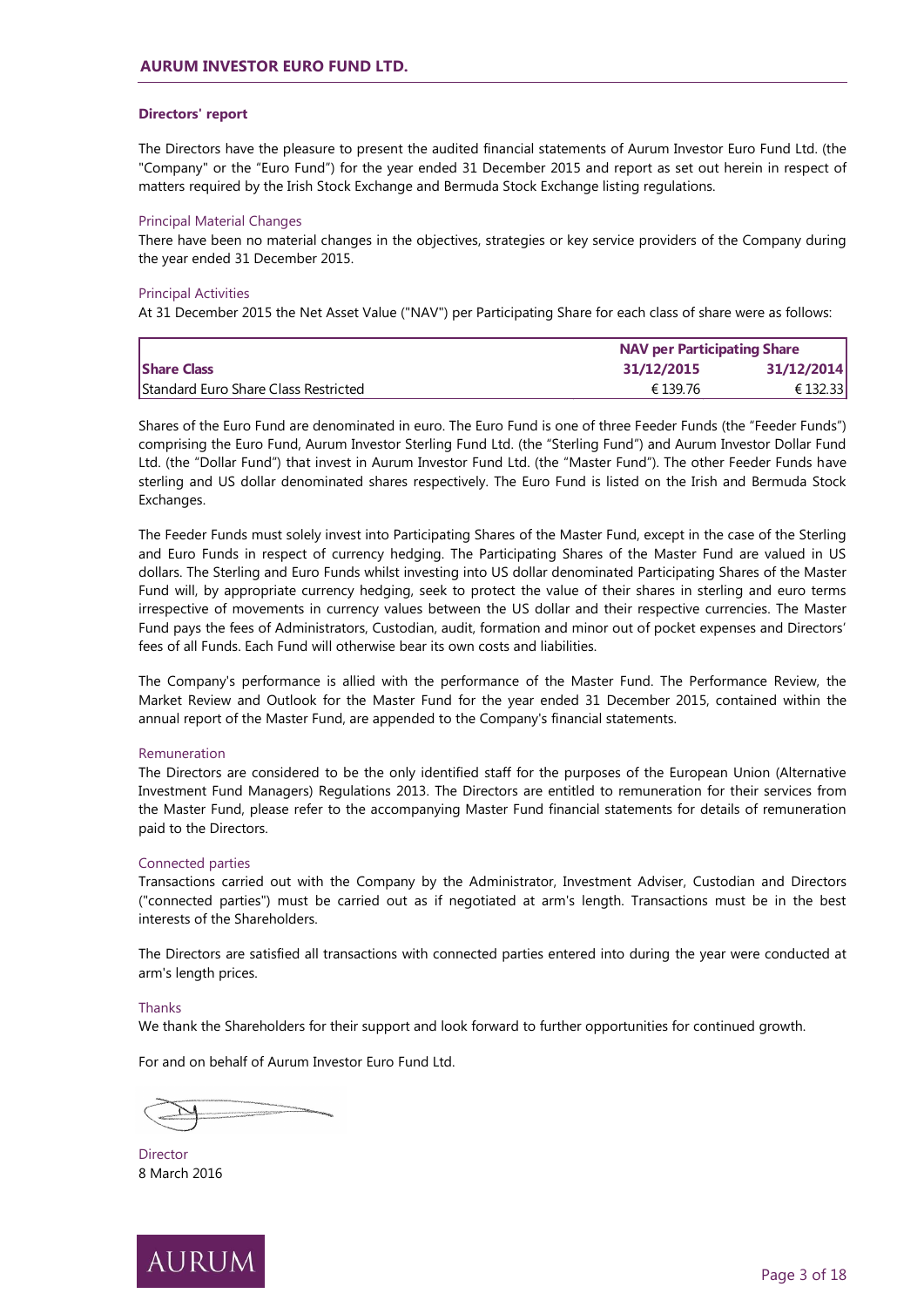## Directors' report

The Directors have the pleasure to present the audited financial statements of Aurum Investor Euro Fund Ltd. (the "Company" or the "Euro Fund") for the year ended 31 December 2015 and report as set out herein in respect of matters required by the Irish Stock Exchange and Bermuda Stock Exchange listing regulations.

### Principal Material Changes

There have been no material changes in the objectives, strategies or key service providers of the Company during the year ended 31 December 2015.

### Principal Activities

At 31 December 2015 the Net Asset Value ("NAV") per Participating Share for each class of share were as follows:

| | NAV per Participating Share | |
|---|---|---|
| **Share Class** | **31/12/2015** | **31/12/2014** |
| Standard Euro Share Class Restricted | € 139.76 | € 132.33 |

Shares of the Euro Fund are denominated in euro. The Euro Fund is one of three Feeder Funds (the "Feeder Funds") comprising the Euro Fund, Aurum Investor Sterling Fund Ltd. (the "Sterling Fund") and Aurum Investor Dollar Fund Ltd. (the "Dollar Fund") that invest in Aurum Investor Fund Ltd. (the "Master Fund"). The other Feeder Funds have sterling and US dollar denominated shares respectively. The Euro Fund is listed on the Irish and Bermuda Stock Exchanges.

The Feeder Funds must solely invest into Participating Shares of the Master Fund, except in the case of the Sterling and Euro Funds in respect of currency hedging. The Participating Shares of the Master Fund are valued in US dollars. The Sterling and Euro Funds whilst investing into US dollar denominated Participating Shares of the Master Fund will, by appropriate currency hedging, seek to protect the value of their shares in sterling and euro terms irrespective of movements in currency values between the US dollar and their respective currencies. The Master Fund pays the fees of Administrators, Custodian, audit, formation and minor out of pocket expenses and Directors' fees of all Funds. Each Fund will otherwise bear its own costs and liabilities.

The Company's performance is allied with the performance of the Master Fund. The Performance Review, the Market Review and Outlook for the Master Fund for the year ended 31 December 2015, contained within the annual report of the Master Fund, are appended to the Company's financial statements.

### Remuneration

The Directors are considered to be the only identified staff for the purposes of the European Union (Alternative Investment Fund Managers) Regulations 2013. The Directors are entitled to remuneration for their services from the Master Fund, please refer to the accompanying Master Fund financial statements for details of remuneration paid to the Directors.

### Connected parties

Transactions carried out with the Company by the Administrator, Investment Adviser, Custodian and Directors ("connected parties") must be carried out as if negotiated at arm's length. Transactions must be in the best interests of the Shareholders.

The Directors are satisfied all transactions with connected parties entered into during the year were conducted at arm's length prices.

### Thanks

We thank the Shareholders for their support and look forward to further opportunities for continued growth.

For and on behalf of Aurum Investor Euro Fund Ltd.

Director
8 March 2016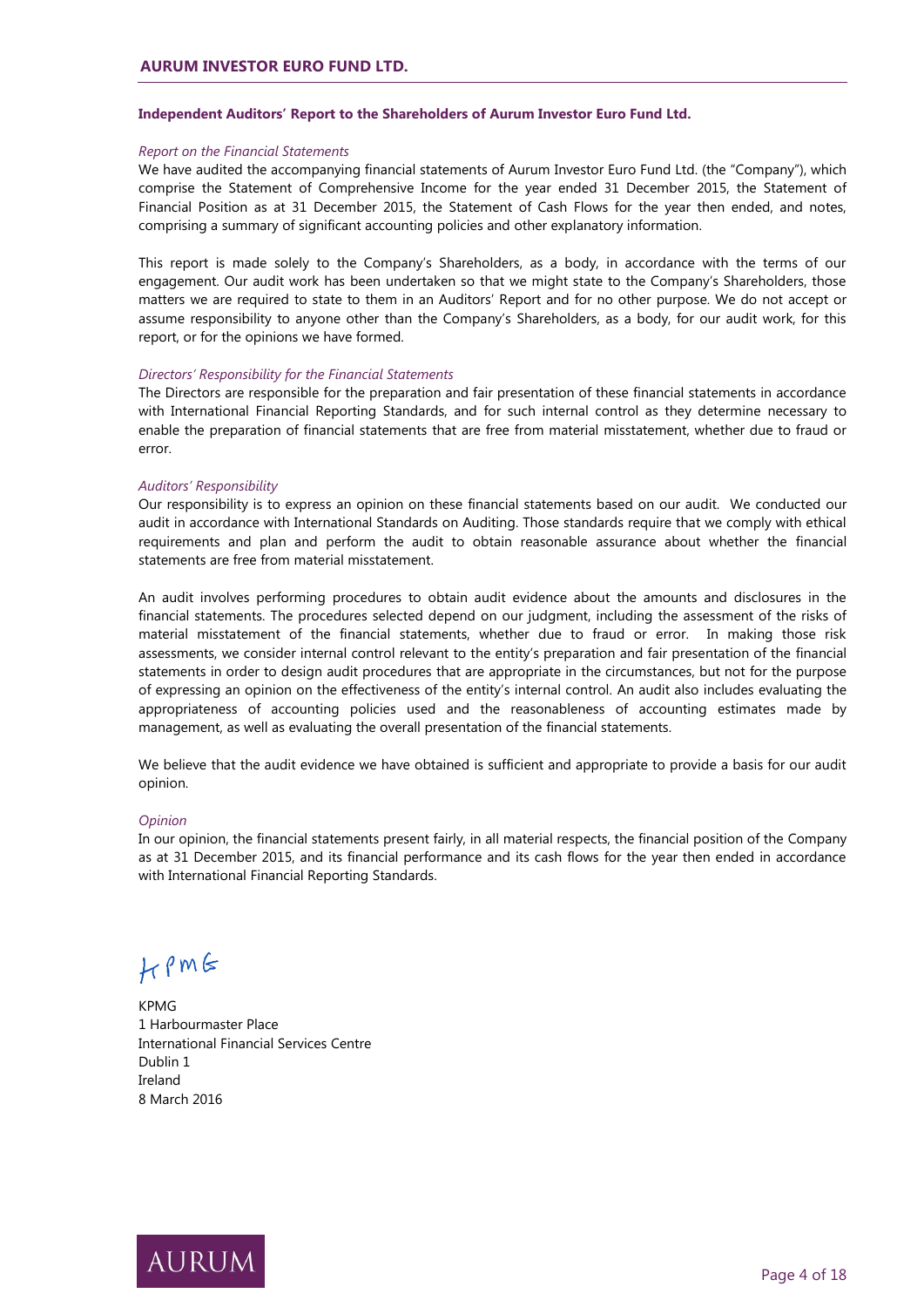**Independent Auditors' Report to the Shareholders of Aurum Investor Euro Fund Ltd.**

*Report on the Financial Statements*

We have audited the accompanying financial statements of Aurum Investor Euro Fund Ltd. (the "Company"), which comprise the Statement of Comprehensive Income for the year ended 31 December 2015, the Statement of Financial Position as at 31 December 2015, the Statement of Cash Flows for the year then ended, and notes, comprising a summary of significant accounting policies and other explanatory information.

This report is made solely to the Company's Shareholders, as a body, in accordance with the terms of our engagement. Our audit work has been undertaken so that we might state to the Company's Shareholders, those matters we are required to state to them in an Auditors' Report and for no other purpose. We do not accept or assume responsibility to anyone other than the Company's Shareholders, as a body, for our audit work, for this report, or for the opinions we have formed.

*Directors' Responsibility for the Financial Statements*

The Directors are responsible for the preparation and fair presentation of these financial statements in accordance with International Financial Reporting Standards, and for such internal control as they determine necessary to enable the preparation of financial statements that are free from material misstatement, whether due to fraud or error.

*Auditors' Responsibility*

Our responsibility is to express an opinion on these financial statements based on our audit. We conducted our audit in accordance with International Standards on Auditing. Those standards require that we comply with ethical requirements and plan and perform the audit to obtain reasonable assurance about whether the financial statements are free from material misstatement.

An audit involves performing procedures to obtain audit evidence about the amounts and disclosures in the financial statements. The procedures selected depend on our judgment, including the assessment of the risks of material misstatement of the financial statements, whether due to fraud or error. In making those risk assessments, we consider internal control relevant to the entity's preparation and fair presentation of the financial statements in order to design audit procedures that are appropriate in the circumstances, but not for the purpose of expressing an opinion on the effectiveness of the entity's internal control. An audit also includes evaluating the appropriateness of accounting policies used and the reasonableness of accounting estimates made by management, as well as evaluating the overall presentation of the financial statements.

We believe that the audit evidence we have obtained is sufficient and appropriate to provide a basis for our audit opinion.

*Opinion*

In our opinion, the financial statements present fairly, in all material respects, the financial position of the Company as at 31 December 2015, and its financial performance and its cash flows for the year then ended in accordance with International Financial Reporting Standards.

KPMG

KPMG
1 Harbourmaster Place
International Financial Services Centre
Dublin 1
Ireland
8 March 2016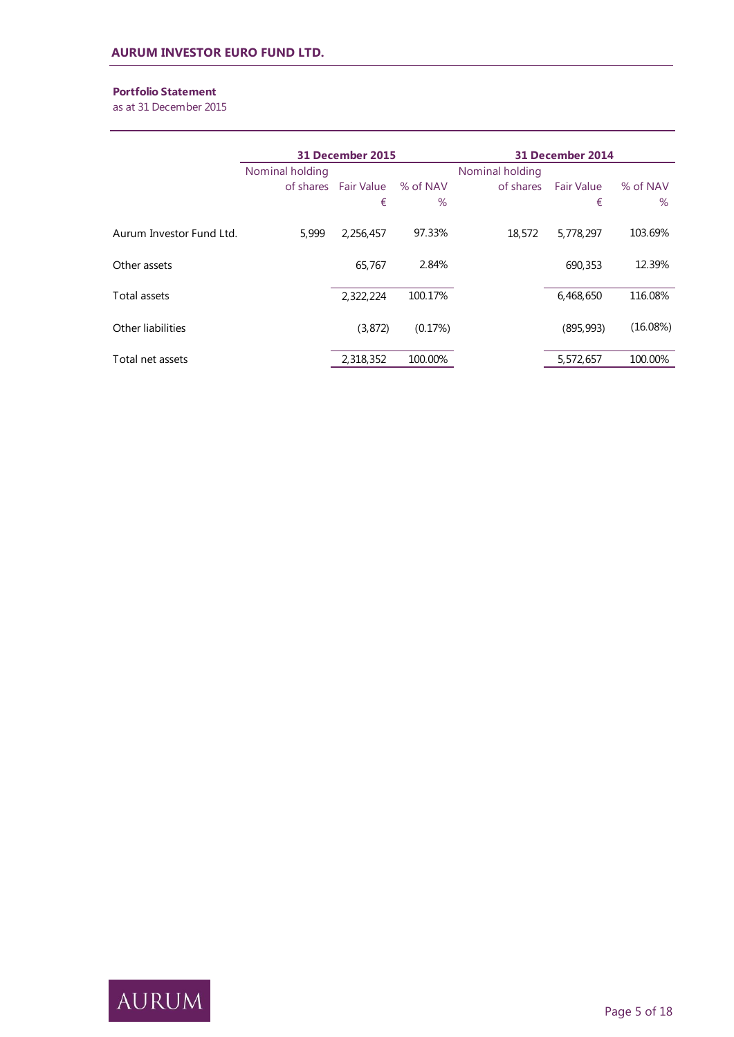**Portfolio Statement**
as at 31 December 2015

| | 31 December 2015 | | | 31 December 2014 | | |
|---|---|---|---|---|---|---|
| | Nominal holding of shares | Fair Value € | % of NAV % | Nominal holding of shares | Fair Value € | % of NAV % |
| Aurum Investor Fund Ltd. | 5,999 | 2,256,457 | 97.33% | 18,572 | 5,778,297 | 103.69% |
| Other assets | | 65,767 | 2.84% | | 690,353 | 12.39% |
| Total assets | | 2,322,224 | 100.17% | | 6,468,650 | 116.08% |
| Other liabilities | | (3,872) | (0.17%) | | (895,993) | (16.08%) |
| Total net assets | | 2,318,352 | 100.00% | | 5,572,657 | 100.00% |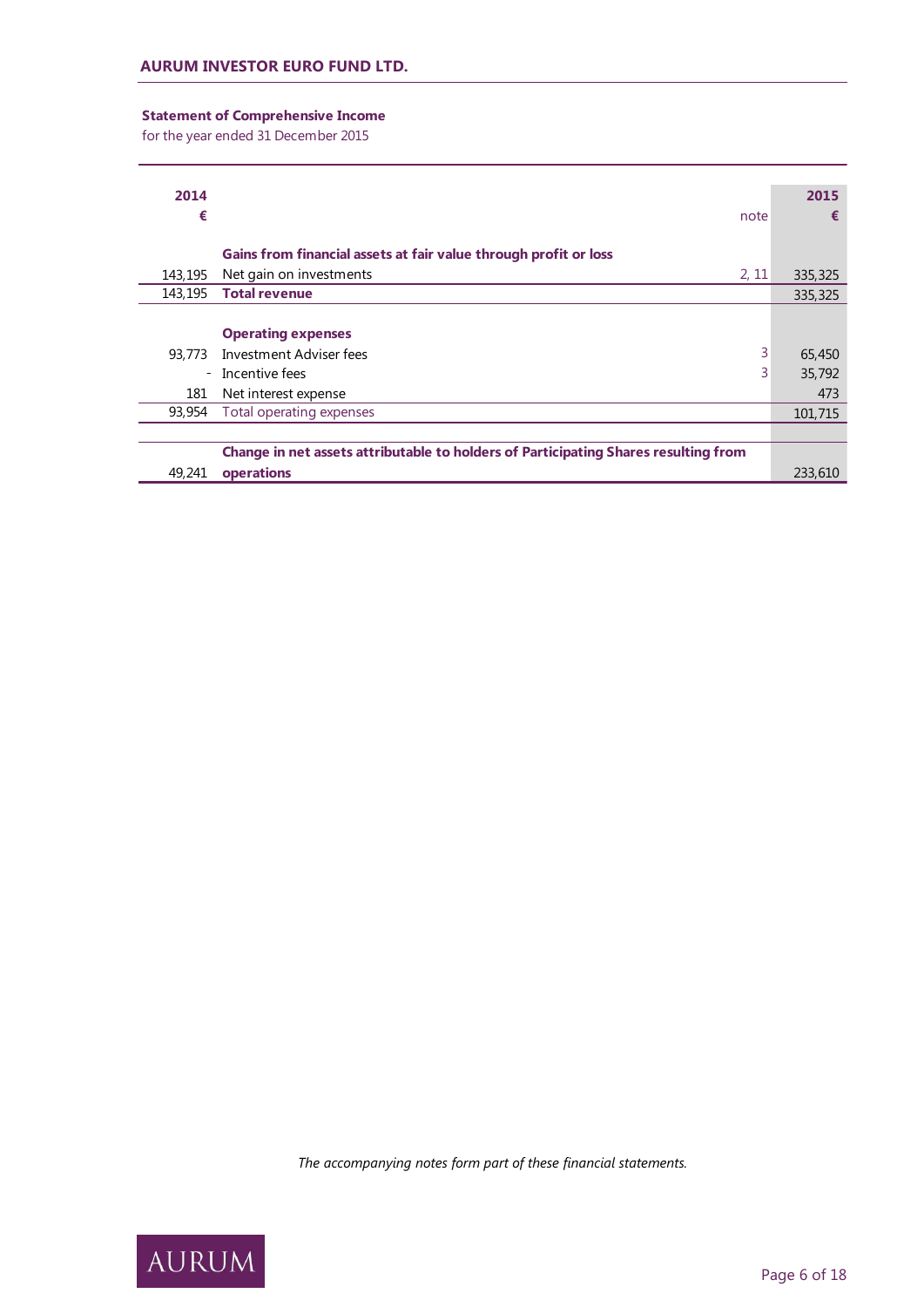**Statement of Comprehensive Income**

for the year ended 31 December 2015

| 2014 € | | note | 2015 € |
|---|---|---|---|
| | **Gains from financial assets at fair value through profit or loss** | | |
| 143,195 | Net gain on investments | 2, 11 | 335,325 |
| 143,195 | **Total revenue** | | 335,325 |
| | **Operating expenses** | | |
| 93,773 | Investment Adviser fees | 3 | 65,450 |
| - | Incentive fees | 3 | 35,792 |
| 181 | Net interest expense | | 473 |
| 93,954 | Total operating expenses | | 101,715 |
| 49,241 | **Change in net assets attributable to holders of Participating Shares resulting from operations** | | 233,610 |

*The accompanying notes form part of these financial statements.*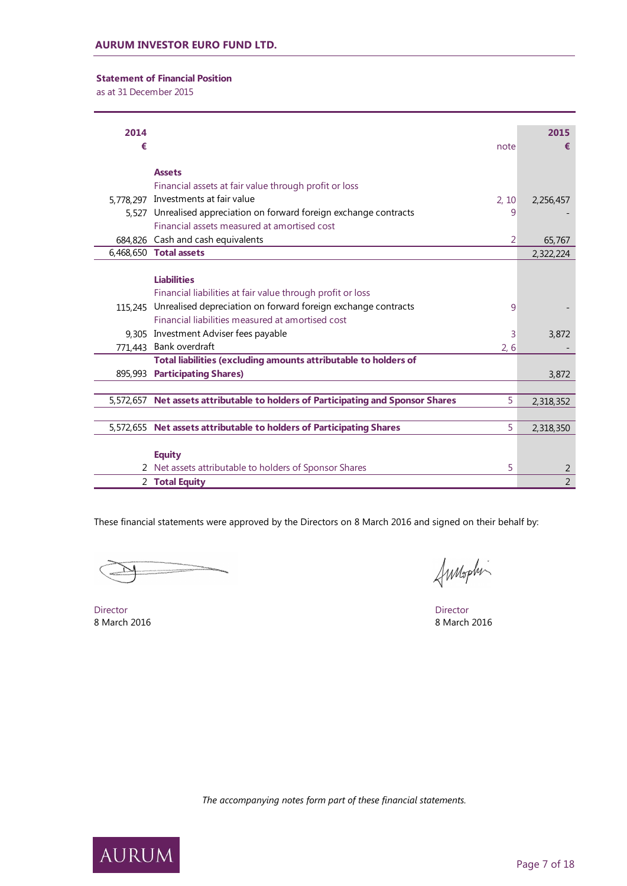**AURUM INVESTOR EURO FUND LTD.**

## Statement of Financial Position

as at 31 December 2015

| 2014 € | | note | 2015 € |
|---|---|---|---|
| | **Assets** | | |
| | Financial assets at fair value through profit or loss | | |
| 5,778,297 | Investments at fair value | 2, 10 | 2,256,457 |
| 5,527 | Unrealised appreciation on forward foreign exchange contracts | 9 | - |
| | Financial assets measured at amortised cost | | |
| 684,826 | Cash and cash equivalents | 2 | 65,767 |
| 6,468,650 | **Total assets** | | 2,322,224 |
| | **Liabilities** | | |
| | Financial liabilities at fair value through profit or loss | | |
| 115,245 | Unrealised depreciation on forward foreign exchange contracts | 9 | - |
| | Financial liabilities measured at amortised cost | | |
| 9,305 | Investment Adviser fees payable | 3 | 3,872 |
| 771,443 | Bank overdraft | 2, 6 | - |
| 895,993 | **Total liabilities (excluding amounts attributable to holders of Participating Shares)** | | 3,872 |
| 5,572,657 | **Net assets attributable to holders of Participating and Sponsor Shares** | 5 | 2,318,352 |
| 5,572,655 | **Net assets attributable to holders of Participating Shares** | 5 | 2,318,350 |
| | **Equity** | | |
| 2 | Net assets attributable to holders of Sponsor Shares | 5 | 2 |
| 2 | **Total Equity** | | 2 |

These financial statements were approved by the Directors on 8 March 2016 and signed on their behalf by:

Director
8 March 2016

Director
8 March 2016

*The accompanying notes form part of these financial statements.*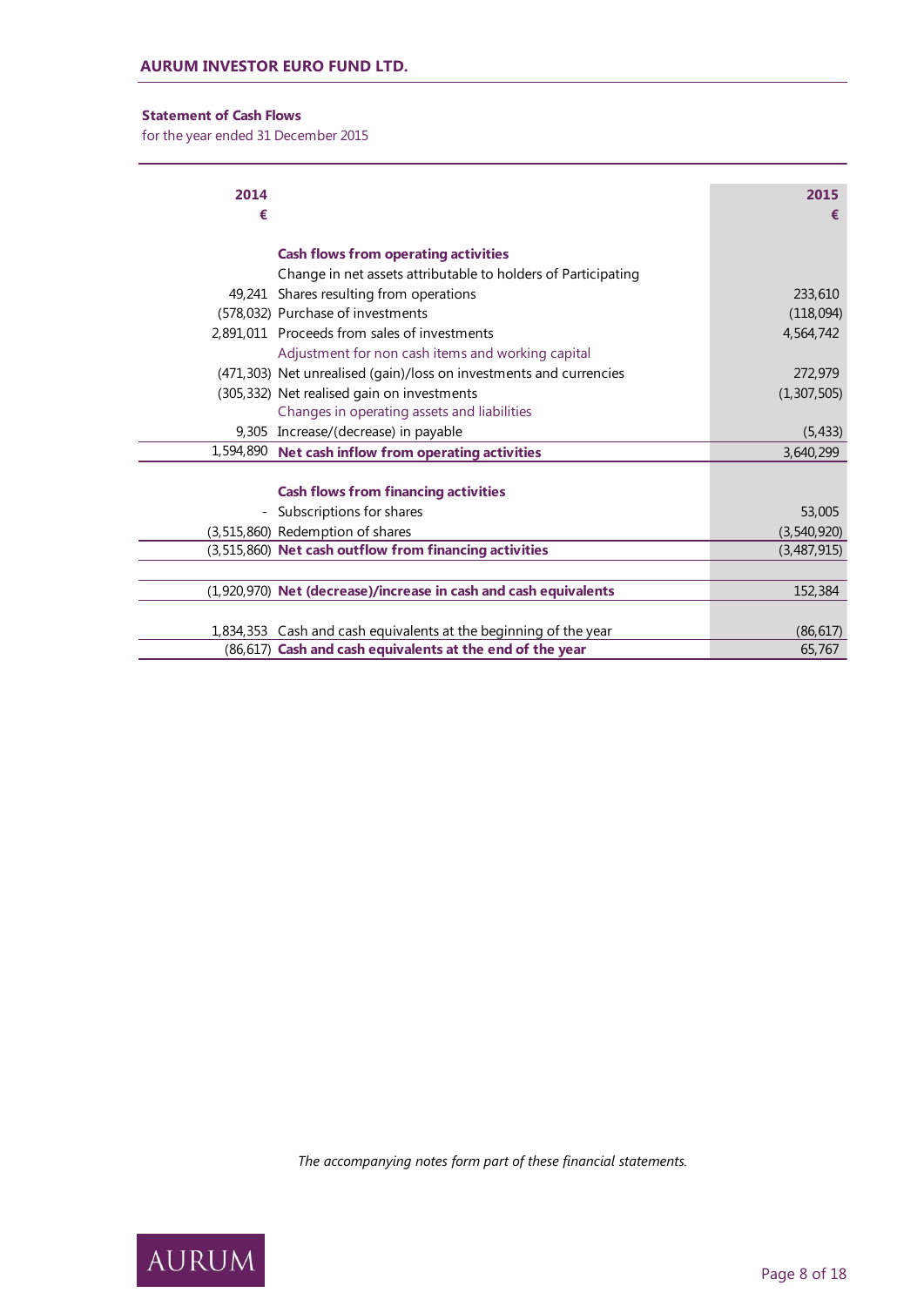## Statement of Cash Flows

for the year ended 31 December 2015

| 2014 € | | 2015 € |
|---|---|---|
| | **Cash flows from operating activities** | |
| 49,241 | Change in net assets attributable to holders of Participating Shares resulting from operations | 233,610 |
| (578,032) | Purchase of investments | (118,094) |
| 2,891,011 | Proceeds from sales of investments | 4,564,742 |
| | Adjustment for non cash items and working capital | |
| (471,303) | Net unrealised (gain)/loss on investments and currencies | 272,979 |
| (305,332) | Net realised gain on investments | (1,307,505) |
| | Changes in operating assets and liabilities | |
| 9,305 | Increase/(decrease) in payable | (5,433) |
| 1,594,890 | **Net cash inflow from operating activities** | 3,640,299 |
| | | |
| | **Cash flows from financing activities** | |
| - | Subscriptions for shares | 53,005 |
| (3,515,860) | Redemption of shares | (3,540,920) |
| (3,515,860) | **Net cash outflow from financing activities** | (3,487,915) |
| | | |
| (1,920,970) | **Net (decrease)/increase in cash and cash equivalents** | 152,384 |
| | | |
| 1,834,353 | Cash and cash equivalents at the beginning of the year | (86,617) |
| (86,617) | **Cash and cash equivalents at the end of the year** | 65,767 |

*The accompanying notes form part of these financial statements.*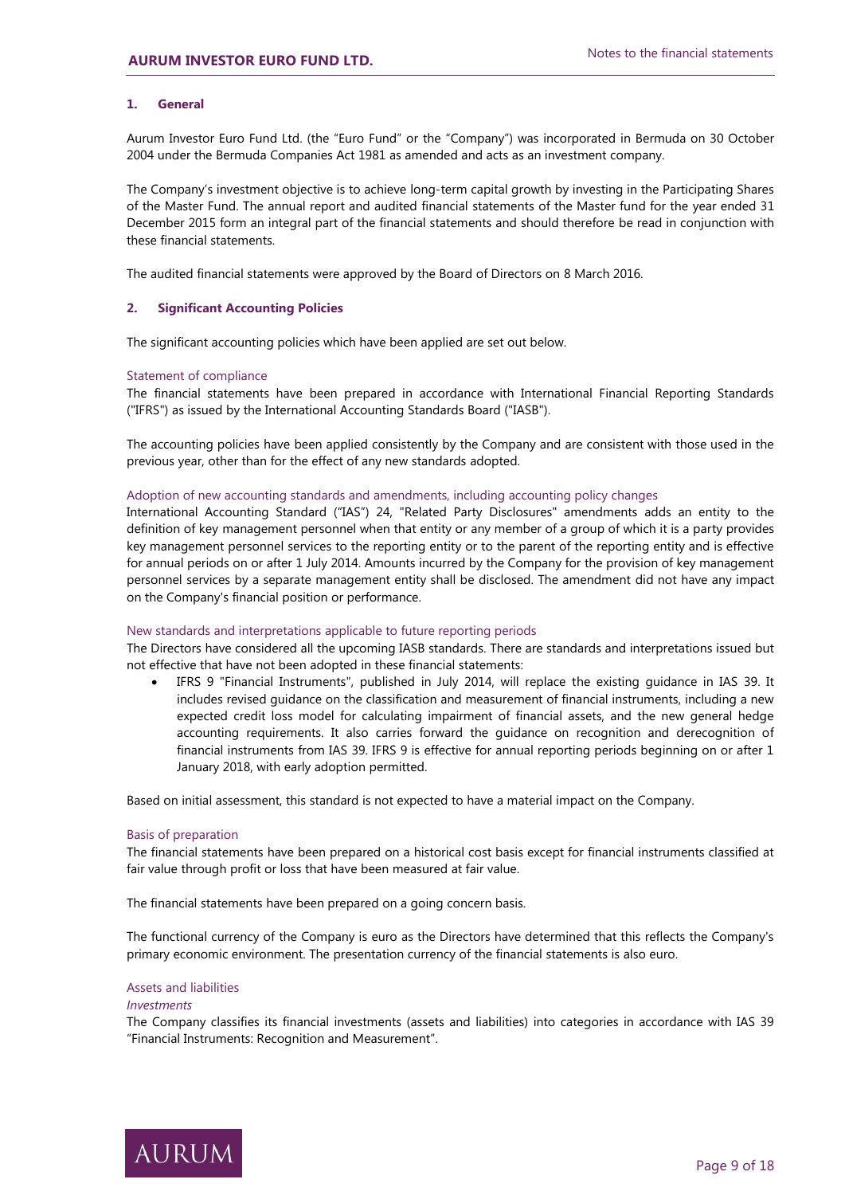### 1. General

Aurum Investor Euro Fund Ltd. (the "Euro Fund" or the "Company") was incorporated in Bermuda on 30 October 2004 under the Bermuda Companies Act 1981 as amended and acts as an investment company.

The Company's investment objective is to achieve long-term capital growth by investing in the Participating Shares of the Master Fund. The annual report and audited financial statements of the Master fund for the year ended 31 December 2015 form an integral part of the financial statements and should therefore be read in conjunction with these financial statements.

The audited financial statements were approved by the Board of Directors on 8 March 2016.

### 2. Significant Accounting Policies

The significant accounting policies which have been applied are set out below.

#### Statement of compliance

The financial statements have been prepared in accordance with International Financial Reporting Standards ("IFRS") as issued by the International Accounting Standards Board ("IASB").

The accounting policies have been applied consistently by the Company and are consistent with those used in the previous year, other than for the effect of any new standards adopted.

#### Adoption of new accounting standards and amendments, including accounting policy changes

International Accounting Standard ("IAS") 24, "Related Party Disclosures" amendments adds an entity to the definition of key management personnel when that entity or any member of a group of which it is a party provides key management personnel services to the reporting entity or to the parent of the reporting entity and is effective for annual periods on or after 1 July 2014. Amounts incurred by the Company for the provision of key management personnel services by a separate management entity shall be disclosed. The amendment did not have any impact on the Company's financial position or performance.

#### New standards and interpretations applicable to future reporting periods

The Directors have considered all the upcoming IASB standards. There are standards and interpretations issued but not effective that have not been adopted in these financial statements:

- IFRS 9 "Financial Instruments", published in July 2014, will replace the existing guidance in IAS 39. It includes revised guidance on the classification and measurement of financial instruments, including a new expected credit loss model for calculating impairment of financial assets, and the new general hedge accounting requirements. It also carries forward the guidance on recognition and derecognition of financial instruments from IAS 39. IFRS 9 is effective for annual reporting periods beginning on or after 1 January 2018, with early adoption permitted.

Based on initial assessment, this standard is not expected to have a material impact on the Company.

#### Basis of preparation

The financial statements have been prepared on a historical cost basis except for financial instruments classified at fair value through profit or loss that have been measured at fair value.

The financial statements have been prepared on a going concern basis.

The functional currency of the Company is euro as the Directors have determined that this reflects the Company's primary economic environment. The presentation currency of the financial statements is also euro.

#### Assets and liabilities

*Investments*

The Company classifies its financial investments (assets and liabilities) into categories in accordance with IAS 39 "Financial Instruments: Recognition and Measurement".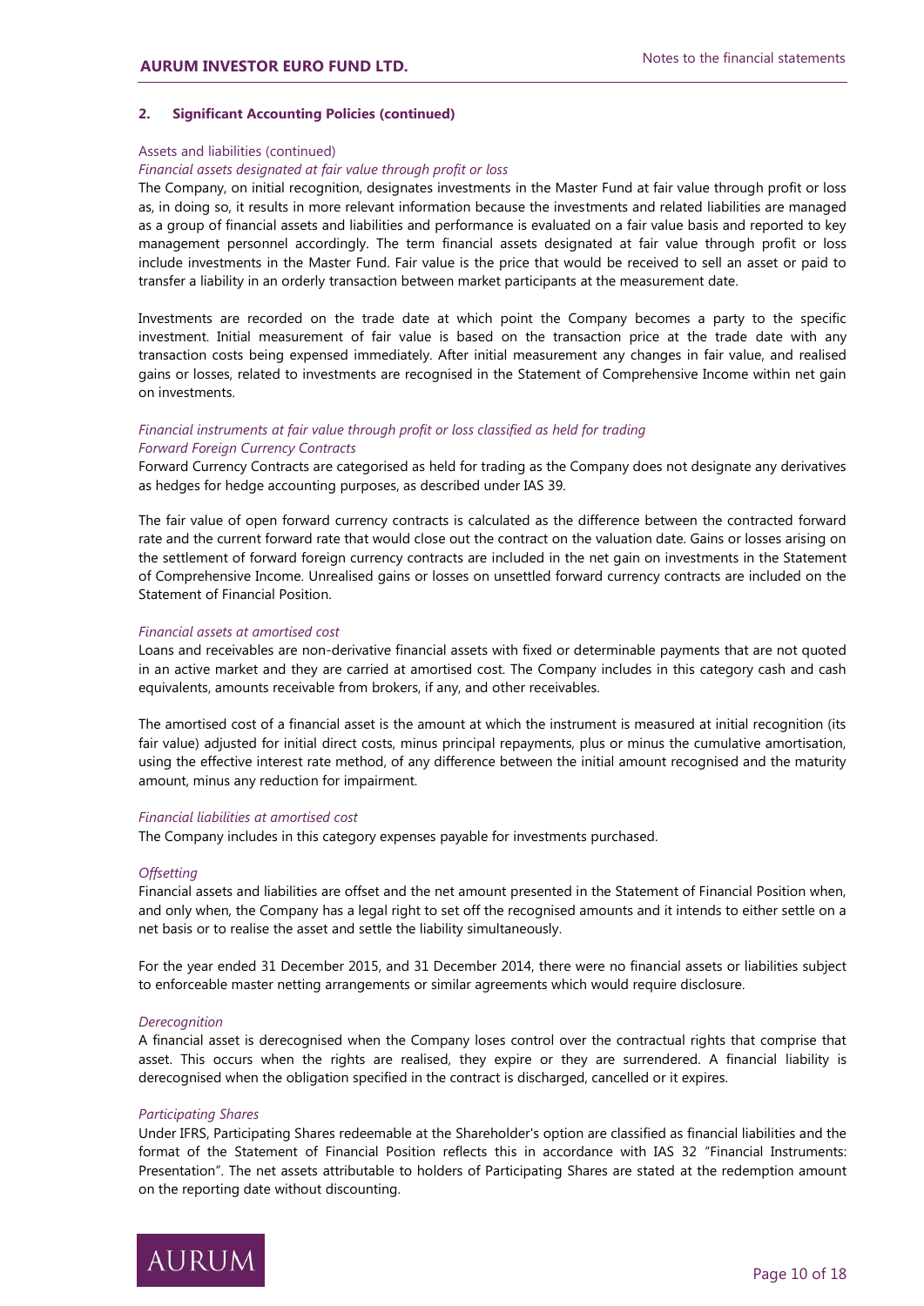## 2. Significant Accounting Policies (continued)

### Assets and liabilities (continued)

*Financial assets designated at fair value through profit or loss*

The Company, on initial recognition, designates investments in the Master Fund at fair value through profit or loss as, in doing so, it results in more relevant information because the investments and related liabilities are managed as a group of financial assets and liabilities and performance is evaluated on a fair value basis and reported to key management personnel accordingly. The term financial assets designated at fair value through profit or loss include investments in the Master Fund. Fair value is the price that would be received to sell an asset or paid to transfer a liability in an orderly transaction between market participants at the measurement date.

Investments are recorded on the trade date at which point the Company becomes a party to the specific investment. Initial measurement of fair value is based on the transaction price at the trade date with any transaction costs being expensed immediately. After initial measurement any changes in fair value, and realised gains or losses, related to investments are recognised in the Statement of Comprehensive Income within net gain on investments.

*Financial instruments at fair value through profit or loss classified as held for trading*
*Forward Foreign Currency Contracts*

Forward Currency Contracts are categorised as held for trading as the Company does not designate any derivatives as hedges for hedge accounting purposes, as described under IAS 39.

The fair value of open forward currency contracts is calculated as the difference between the contracted forward rate and the current forward rate that would close out the contract on the valuation date. Gains or losses arising on the settlement of forward foreign currency contracts are included in the net gain on investments in the Statement of Comprehensive Income. Unrealised gains or losses on unsettled forward currency contracts are included on the Statement of Financial Position.

*Financial assets at amortised cost*

Loans and receivables are non-derivative financial assets with fixed or determinable payments that are not quoted in an active market and they are carried at amortised cost. The Company includes in this category cash and cash equivalents, amounts receivable from brokers, if any, and other receivables.

The amortised cost of a financial asset is the amount at which the instrument is measured at initial recognition (its fair value) adjusted for initial direct costs, minus principal repayments, plus or minus the cumulative amortisation, using the effective interest rate method, of any difference between the initial amount recognised and the maturity amount, minus any reduction for impairment.

*Financial liabilities at amortised cost*

The Company includes in this category expenses payable for investments purchased.

*Offsetting*

Financial assets and liabilities are offset and the net amount presented in the Statement of Financial Position when, and only when, the Company has a legal right to set off the recognised amounts and it intends to either settle on a net basis or to realise the asset and settle the liability simultaneously.

For the year ended 31 December 2015, and 31 December 2014, there were no financial assets or liabilities subject to enforceable master netting arrangements or similar agreements which would require disclosure.

*Derecognition*

A financial asset is derecognised when the Company loses control over the contractual rights that comprise that asset. This occurs when the rights are realised, they expire or they are surrendered. A financial liability is derecognised when the obligation specified in the contract is discharged, cancelled or it expires.

*Participating Shares*

Under IFRS, Participating Shares redeemable at the Shareholder's option are classified as financial liabilities and the format of the Statement of Financial Position reflects this in accordance with IAS 32 "Financial Instruments: Presentation". The net assets attributable to holders of Participating Shares are stated at the redemption amount on the reporting date without discounting.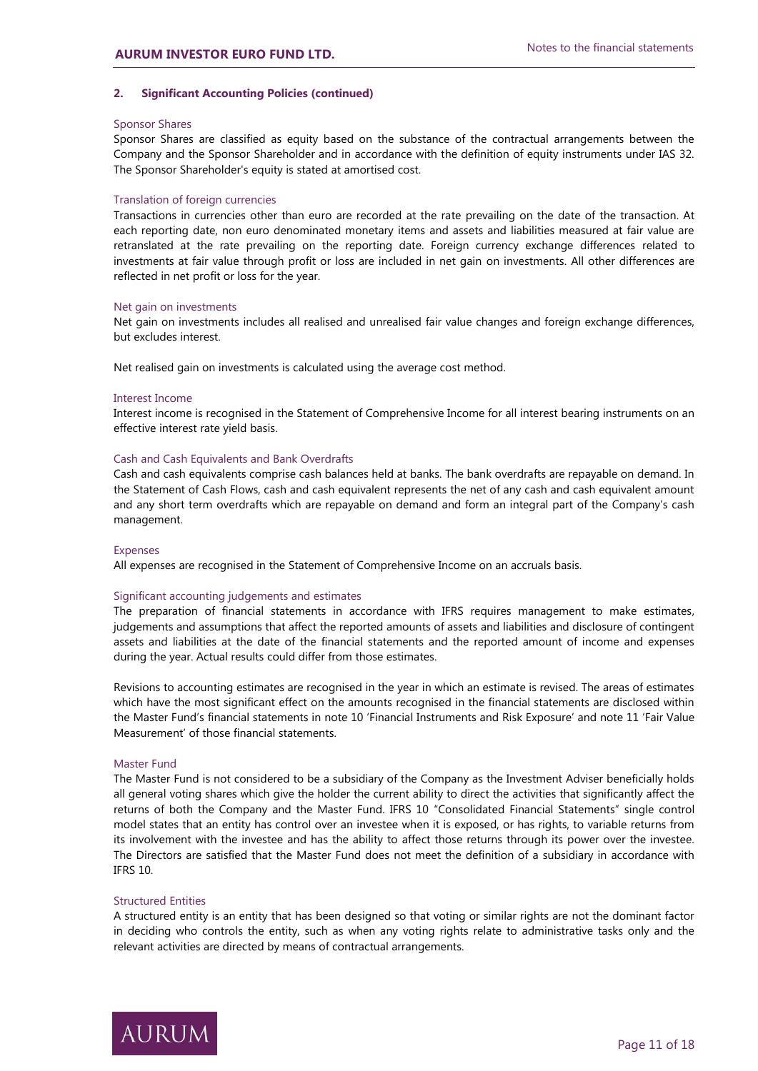## 2. Significant Accounting Policies (continued)

### Sponsor Shares

Sponsor Shares are classified as equity based on the substance of the contractual arrangements between the Company and the Sponsor Shareholder and in accordance with the definition of equity instruments under IAS 32. The Sponsor Shareholder's equity is stated at amortised cost.

### Translation of foreign currencies

Transactions in currencies other than euro are recorded at the rate prevailing on the date of the transaction. At each reporting date, non euro denominated monetary items and assets and liabilities measured at fair value are retranslated at the rate prevailing on the reporting date. Foreign currency exchange differences related to investments at fair value through profit or loss are included in net gain on investments. All other differences are reflected in net profit or loss for the year.

### Net gain on investments

Net gain on investments includes all realised and unrealised fair value changes and foreign exchange differences, but excludes interest.

Net realised gain on investments is calculated using the average cost method.

### Interest Income

Interest income is recognised in the Statement of Comprehensive Income for all interest bearing instruments on an effective interest rate yield basis.

### Cash and Cash Equivalents and Bank Overdrafts

Cash and cash equivalents comprise cash balances held at banks. The bank overdrafts are repayable on demand. In the Statement of Cash Flows, cash and cash equivalent represents the net of any cash and cash equivalent amount and any short term overdrafts which are repayable on demand and form an integral part of the Company's cash management.

### Expenses

All expenses are recognised in the Statement of Comprehensive Income on an accruals basis.

### Significant accounting judgements and estimates

The preparation of financial statements in accordance with IFRS requires management to make estimates, judgements and assumptions that affect the reported amounts of assets and liabilities and disclosure of contingent assets and liabilities at the date of the financial statements and the reported amount of income and expenses during the year. Actual results could differ from those estimates.

Revisions to accounting estimates are recognised in the year in which an estimate is revised. The areas of estimates which have the most significant effect on the amounts recognised in the financial statements are disclosed within the Master Fund's financial statements in note 10 'Financial Instruments and Risk Exposure' and note 11 'Fair Value Measurement' of those financial statements.

### Master Fund

The Master Fund is not considered to be a subsidiary of the Company as the Investment Adviser beneficially holds all general voting shares which give the holder the current ability to direct the activities that significantly affect the returns of both the Company and the Master Fund. IFRS 10 "Consolidated Financial Statements" single control model states that an entity has control over an investee when it is exposed, or has rights, to variable returns from its involvement with the investee and has the ability to affect those returns through its power over the investee. The Directors are satisfied that the Master Fund does not meet the definition of a subsidiary in accordance with IFRS 10.

### Structured Entities

A structured entity is an entity that has been designed so that voting or similar rights are not the dominant factor in deciding who controls the entity, such as when any voting rights relate to administrative tasks only and the relevant activities are directed by means of contractual arrangements.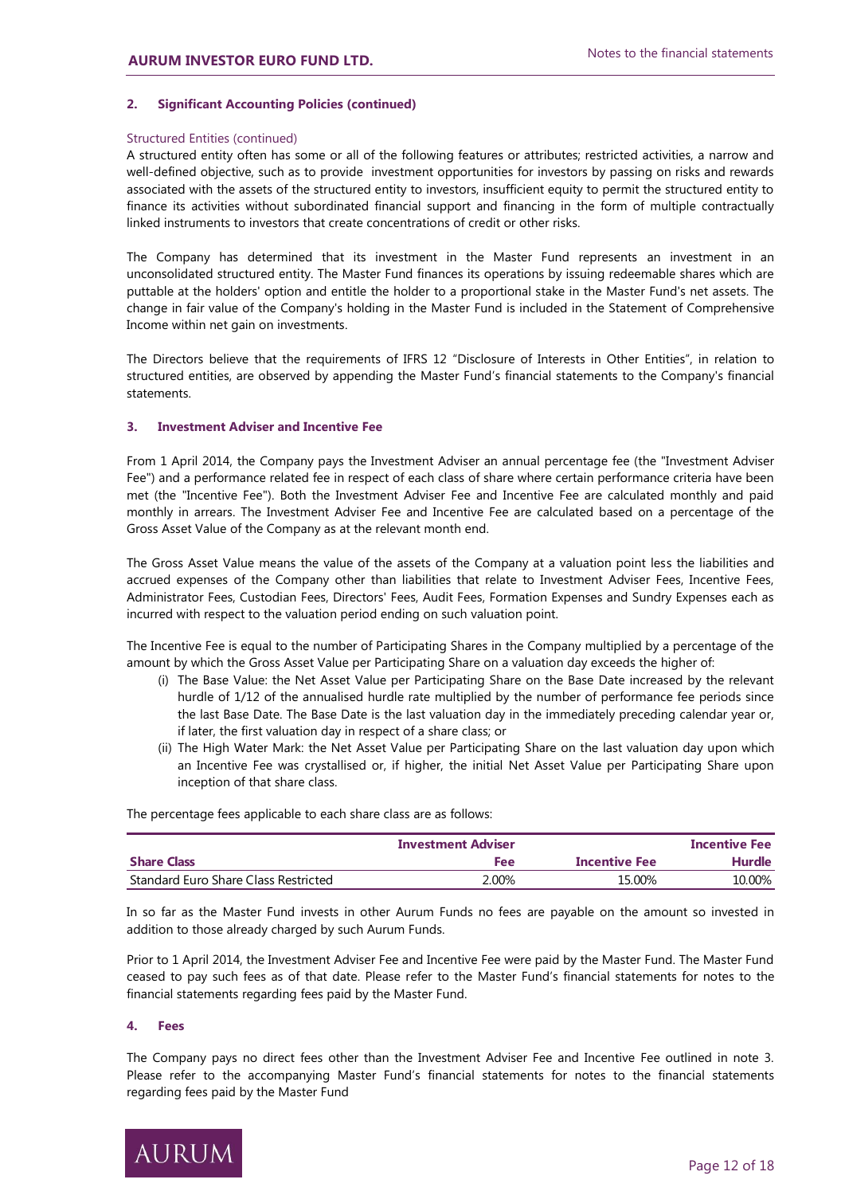## 2. Significant Accounting Policies (continued)

### Structured Entities (continued)

A structured entity often has some or all of the following features or attributes; restricted activities, a narrow and well-defined objective, such as to provide investment opportunities for investors by passing on risks and rewards associated with the assets of the structured entity to investors, insufficient equity to permit the structured entity to finance its activities without subordinated financial support and financing in the form of multiple contractually linked instruments to investors that create concentrations of credit or other risks.

The Company has determined that its investment in the Master Fund represents an investment in an unconsolidated structured entity. The Master Fund finances its operations by issuing redeemable shares which are puttable at the holders' option and entitle the holder to a proportional stake in the Master Fund's net assets. The change in fair value of the Company's holding in the Master Fund is included in the Statement of Comprehensive Income within net gain on investments.

The Directors believe that the requirements of IFRS 12 "Disclosure of Interests in Other Entities", in relation to structured entities, are observed by appending the Master Fund's financial statements to the Company's financial statements.

## 3. Investment Adviser and Incentive Fee

From 1 April 2014, the Company pays the Investment Adviser an annual percentage fee (the "Investment Adviser Fee") and a performance related fee in respect of each class of share where certain performance criteria have been met (the "Incentive Fee"). Both the Investment Adviser Fee and Incentive Fee are calculated monthly and paid monthly in arrears. The Investment Adviser Fee and Incentive Fee are calculated based on a percentage of the Gross Asset Value of the Company as at the relevant month end.

The Gross Asset Value means the value of the assets of the Company at a valuation point less the liabilities and accrued expenses of the Company other than liabilities that relate to Investment Adviser Fees, Incentive Fees, Administrator Fees, Custodian Fees, Directors' Fees, Audit Fees, Formation Expenses and Sundry Expenses each as incurred with respect to the valuation period ending on such valuation point.

The Incentive Fee is equal to the number of Participating Shares in the Company multiplied by a percentage of the amount by which the Gross Asset Value per Participating Share on a valuation day exceeds the higher of:

(i) The Base Value: the Net Asset Value per Participating Share on the Base Date increased by the relevant hurdle of 1/12 of the annualised hurdle rate multiplied by the number of performance fee periods since the last Base Date. The Base Date is the last valuation day in the immediately preceding calendar year or, if later, the first valuation day in respect of a share class; or

(ii) The High Water Mark: the Net Asset Value per Participating Share on the last valuation day upon which an Incentive Fee was crystallised or, if higher, the initial Net Asset Value per Participating Share upon inception of that share class.

The percentage fees applicable to each share class are as follows:

| Share Class | Investment Adviser Fee | Incentive Fee | Incentive Fee Hurdle |
|---|---|---|---|
| Standard Euro Share Class Restricted | 2.00% | 15.00% | 10.00% |

In so far as the Master Fund invests in other Aurum Funds no fees are payable on the amount so invested in addition to those already charged by such Aurum Funds.

Prior to 1 April 2014, the Investment Adviser Fee and Incentive Fee were paid by the Master Fund. The Master Fund ceased to pay such fees as of that date. Please refer to the Master Fund's financial statements for notes to the financial statements regarding fees paid by the Master Fund.

## 4. Fees

The Company pays no direct fees other than the Investment Adviser Fee and Incentive Fee outlined in note 3. Please refer to the accompanying Master Fund's financial statements for notes to the financial statements regarding fees paid by the Master Fund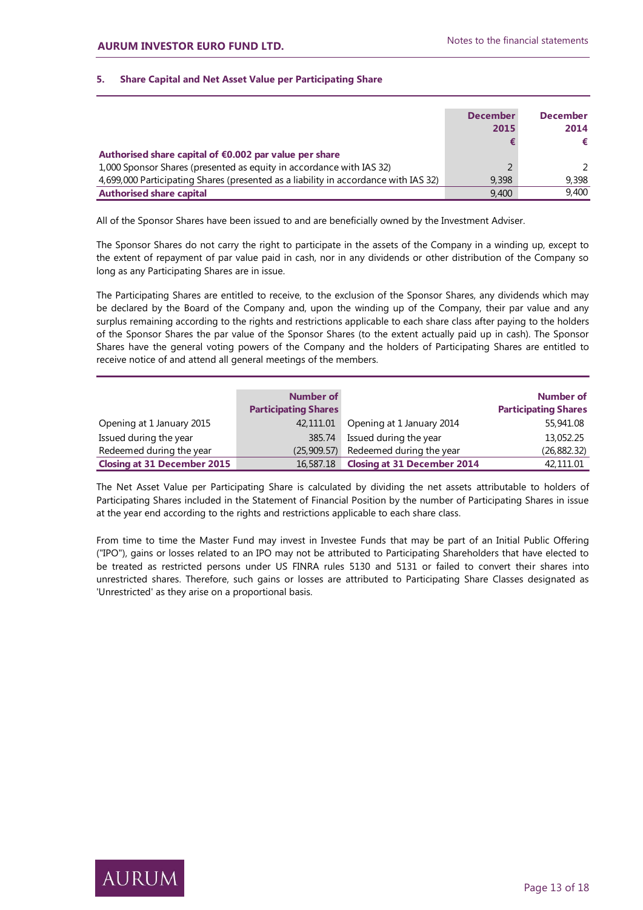## 5. Share Capital and Net Asset Value per Participating Share

| | December 2015 € | December 2014 € |
|---|---|---|
| **Authorised share capital of €0.002 par value per share** | | |
| 1,000 Sponsor Shares (presented as equity in accordance with IAS 32) | 2 | 2 |
| 4,699,000 Participating Shares (presented as a liability in accordance with IAS 32) | 9,398 | 9,398 |
| **Authorised share capital** | 9,400 | 9,400 |

All of the Sponsor Shares have been issued to and are beneficially owned by the Investment Adviser.

The Sponsor Shares do not carry the right to participate in the assets of the Company in a winding up, except to the extent of repayment of par value paid in cash, nor in any dividends or other distribution of the Company so long as any Participating Shares are in issue.

The Participating Shares are entitled to receive, to the exclusion of the Sponsor Shares, any dividends which may be declared by the Board of the Company and, upon the winding up of the Company, their par value and any surplus remaining according to the rights and restrictions applicable to each share class after paying to the holders of the Sponsor Shares the par value of the Sponsor Shares (to the extent actually paid up in cash). The Sponsor Shares have the general voting powers of the Company and the holders of Participating Shares are entitled to receive notice of and attend all general meetings of the members.

| | Number of Participating Shares | | Number of Participating Shares |
|---|---|---|---|
| Opening at 1 January 2015 | 42,111.01 | Opening at 1 January 2014 | 55,941.08 |
| Issued during the year | 385.74 | Issued during the year | 13,052.25 |
| Redeemed during the year | (25,909.57) | Redeemed during the year | (26,882.32) |
| **Closing at 31 December 2015** | 16,587.18 | **Closing at 31 December 2014** | 42,111.01 |

The Net Asset Value per Participating Share is calculated by dividing the net assets attributable to holders of Participating Shares included in the Statement of Financial Position by the number of Participating Shares in issue at the year end according to the rights and restrictions applicable to each share class.

From time to time the Master Fund may invest in Investee Funds that may be part of an Initial Public Offering ("IPO"), gains or losses related to an IPO may not be attributed to Participating Shareholders that have elected to be treated as restricted persons under US FINRA rules 5130 and 5131 or failed to convert their shares into unrestricted shares. Therefore, such gains or losses are attributed to Participating Share Classes designated as 'Unrestricted' as they arise on a proportional basis.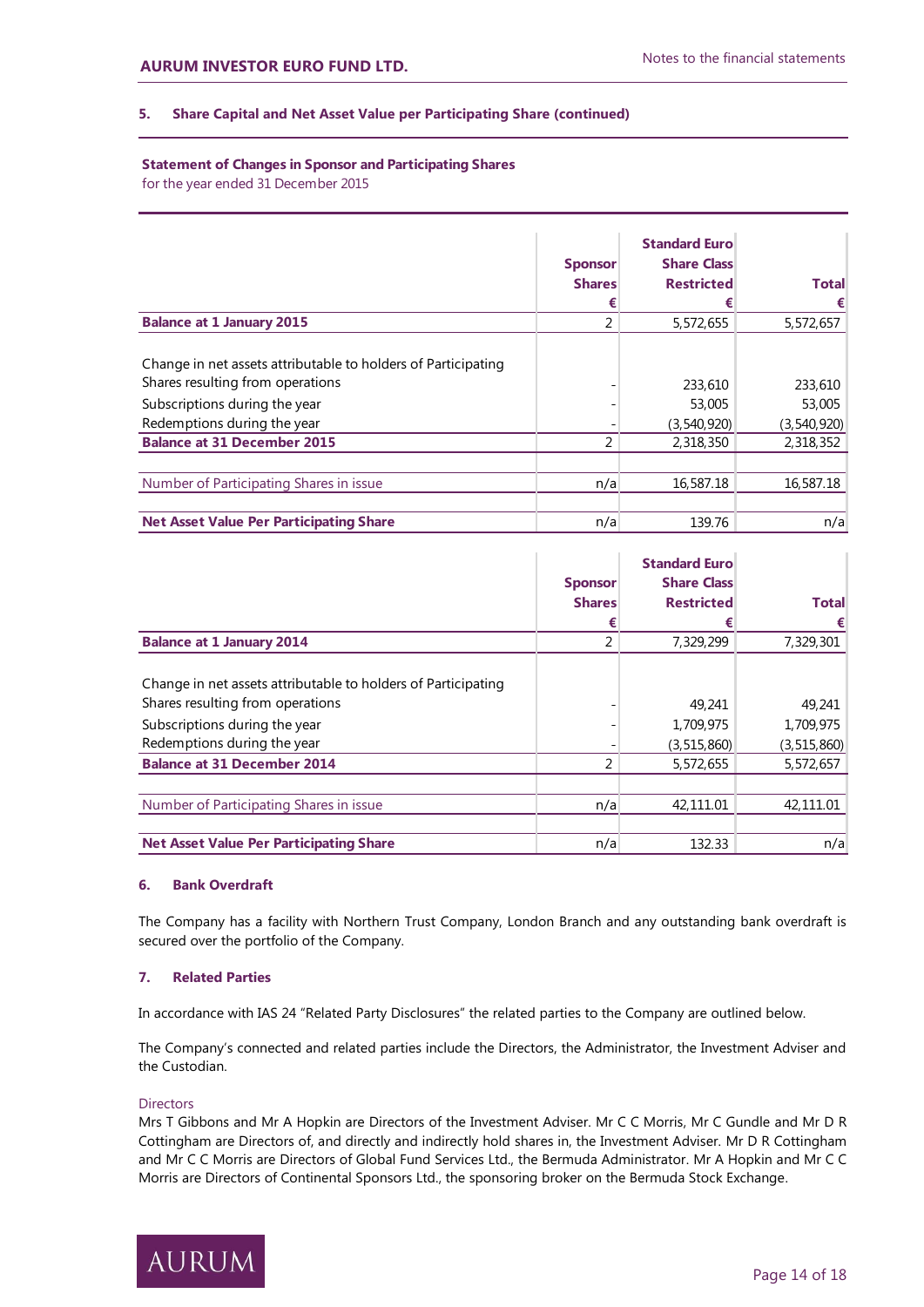## 5. Share Capital and Net Asset Value per Participating Share (continued)

**Statement of Changes in Sponsor and Participating Shares**
for the year ended 31 December 2015

| | Sponsor Shares € | Standard Euro Share Class Restricted € | Total € |
|---|---|---|---|
| **Balance at 1 January 2015** | 2 | 5,572,655 | 5,572,657 |
| Change in net assets attributable to holders of Participating Shares resulting from operations | - | 233,610 | 233,610 |
| Subscriptions during the year | - | 53,005 | 53,005 |
| Redemptions during the year | - | (3,540,920) | (3,540,920) |
| **Balance at 31 December 2015** | 2 | 2,318,350 | 2,318,352 |
| Number of Participating Shares in issue | n/a | 16,587.18 | 16,587.18 |
| **Net Asset Value Per Participating Share** | n/a | 139.76 | n/a |

| | Sponsor Shares € | Standard Euro Share Class Restricted € | Total € |
|---|---|---|---|
| **Balance at 1 January 2014** | 2 | 7,329,299 | 7,329,301 |
| Change in net assets attributable to holders of Participating Shares resulting from operations | - | 49,241 | 49,241 |
| Subscriptions during the year | - | 1,709,975 | 1,709,975 |
| Redemptions during the year | - | (3,515,860) | (3,515,860) |
| **Balance at 31 December 2014** | 2 | 5,572,655 | 5,572,657 |
| Number of Participating Shares in issue | n/a | 42,111.01 | 42,111.01 |
| **Net Asset Value Per Participating Share** | n/a | 132.33 | n/a |

## 6. Bank Overdraft

The Company has a facility with Northern Trust Company, London Branch and any outstanding bank overdraft is secured over the portfolio of the Company.

## 7. Related Parties

In accordance with IAS 24 "Related Party Disclosures" the related parties to the Company are outlined below.

The Company's connected and related parties include the Directors, the Administrator, the Investment Adviser and the Custodian.

### Directors

Mrs T Gibbons and Mr A Hopkin are Directors of the Investment Adviser. Mr C C Morris, Mr C Gundle and Mr D R Cottingham are Directors of, and directly and indirectly hold shares in, the Investment Adviser. Mr D R Cottingham and Mr C C Morris are Directors of Global Fund Services Ltd., the Bermuda Administrator. Mr A Hopkin and Mr C C Morris are Directors of Continental Sponsors Ltd., the sponsoring broker on the Bermuda Stock Exchange.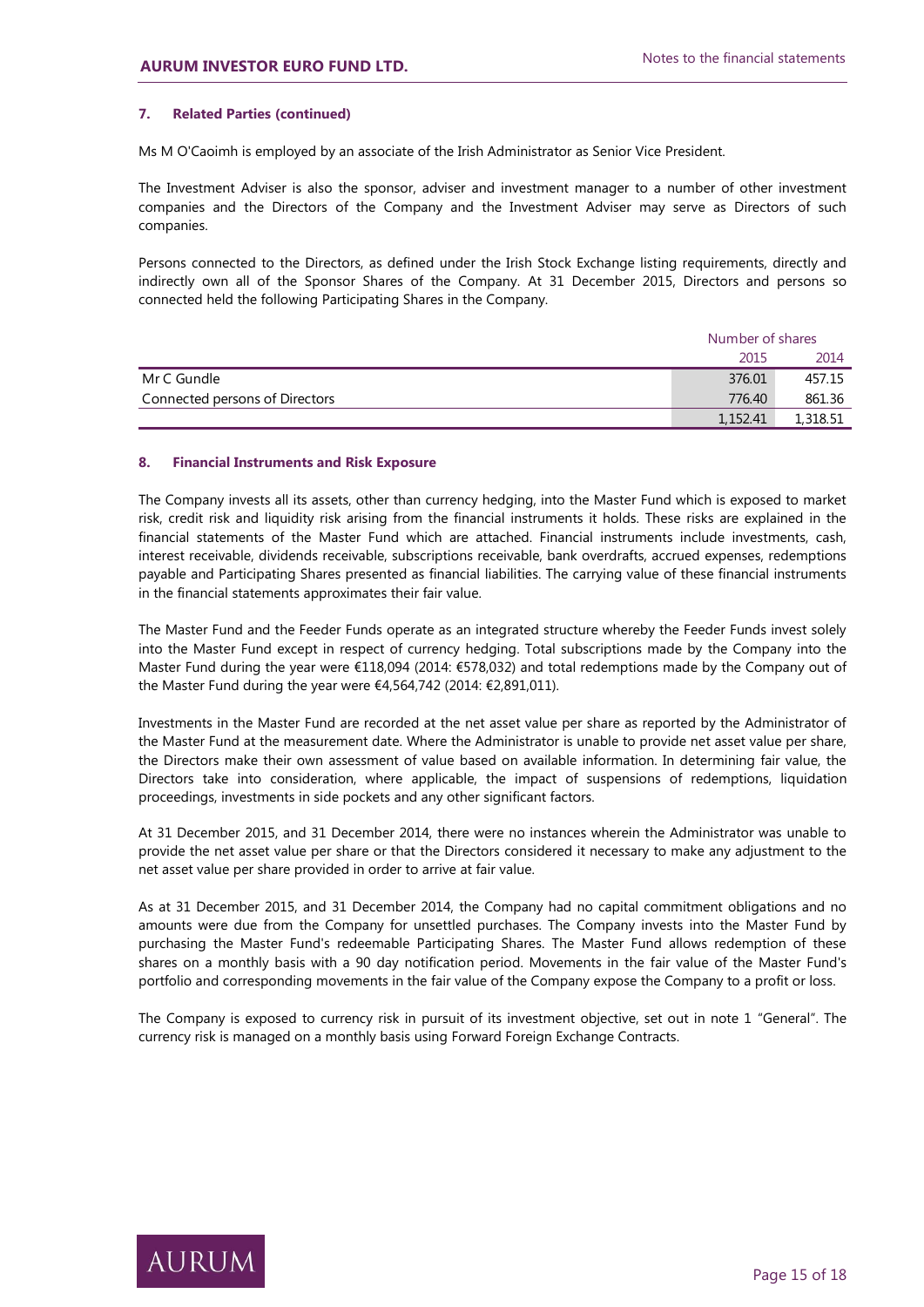### 7. Related Parties (continued)

Ms M O'Caoimh is employed by an associate of the Irish Administrator as Senior Vice President.

The Investment Adviser is also the sponsor, adviser and investment manager to a number of other investment companies and the Directors of the Company and the Investment Adviser may serve as Directors of such companies.

Persons connected to the Directors, as defined under the Irish Stock Exchange listing requirements, directly and indirectly own all of the Sponsor Shares of the Company. At 31 December 2015, Directors and persons so connected held the following Participating Shares in the Company.

| | Number of shares | |
|---|---|---|
| | 2015 | 2014 |
| Mr C Gundle | 376.01 | 457.15 |
| Connected persons of Directors | 776.40 | 861.36 |
| | 1,152.41 | 1,318.51 |

### 8. Financial Instruments and Risk Exposure

The Company invests all its assets, other than currency hedging, into the Master Fund which is exposed to market risk, credit risk and liquidity risk arising from the financial instruments it holds. These risks are explained in the financial statements of the Master Fund which are attached. Financial instruments include investments, cash, interest receivable, dividends receivable, subscriptions receivable, bank overdrafts, accrued expenses, redemptions payable and Participating Shares presented as financial liabilities. The carrying value of these financial instruments in the financial statements approximates their fair value.

The Master Fund and the Feeder Funds operate as an integrated structure whereby the Feeder Funds invest solely into the Master Fund except in respect of currency hedging. Total subscriptions made by the Company into the Master Fund during the year were €118,094 (2014: €578,032) and total redemptions made by the Company out of the Master Fund during the year were €4,564,742 (2014: €2,891,011).

Investments in the Master Fund are recorded at the net asset value per share as reported by the Administrator of the Master Fund at the measurement date. Where the Administrator is unable to provide net asset value per share, the Directors make their own assessment of value based on available information. In determining fair value, the Directors take into consideration, where applicable, the impact of suspensions of redemptions, liquidation proceedings, investments in side pockets and any other significant factors.

At 31 December 2015, and 31 December 2014, there were no instances wherein the Administrator was unable to provide the net asset value per share or that the Directors considered it necessary to make any adjustment to the net asset value per share provided in order to arrive at fair value.

As at 31 December 2015, and 31 December 2014, the Company had no capital commitment obligations and no amounts were due from the Company for unsettled purchases. The Company invests into the Master Fund by purchasing the Master Fund's redeemable Participating Shares. The Master Fund allows redemption of these shares on a monthly basis with a 90 day notification period. Movements in the fair value of the Master Fund's portfolio and corresponding movements in the fair value of the Company expose the Company to a profit or loss.

The Company is exposed to currency risk in pursuit of its investment objective, set out in note 1 "General". The currency risk is managed on a monthly basis using Forward Foreign Exchange Contracts.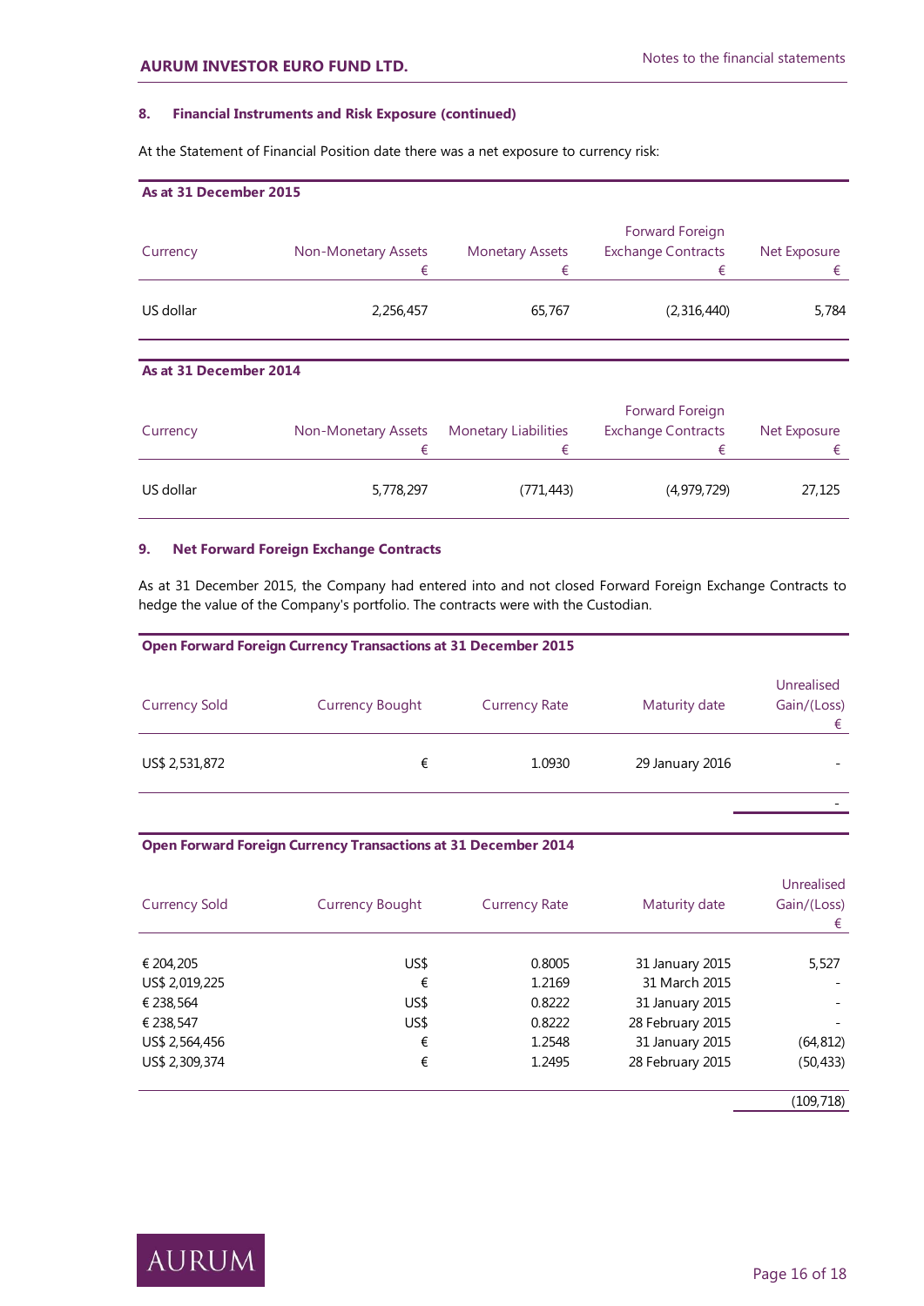### 8. Financial Instruments and Risk Exposure (continued)

At the Statement of Financial Position date there was a net exposure to currency risk:

**As at 31 December 2015**

| Currency | Non-Monetary Assets € | Monetary Assets € | Forward Foreign Exchange Contracts € | Net Exposure € |
|---|---|---|---|---|
| US dollar | 2,256,457 | 65,767 | (2,316,440) | 5,784 |

**As at 31 December 2014**

| Currency | Non-Monetary Assets € | Monetary Liabilities € | Forward Foreign Exchange Contracts € | Net Exposure € |
|---|---|---|---|---|
| US dollar | 5,778,297 | (771,443) | (4,979,729) | 27,125 |

### 9. Net Forward Foreign Exchange Contracts

As at 31 December 2015, the Company had entered into and not closed Forward Foreign Exchange Contracts to hedge the value of the Company's portfolio. The contracts were with the Custodian.

**Open Forward Foreign Currency Transactions at 31 December 2015**

| Currency Sold | Currency Bought | Currency Rate | Maturity date | Unrealised Gain/(Loss) € |
|---|---|---|---|---|
| US$ 2,531,872 | € | 1.0930 | 29 January 2016 | - |
| | | | | - |

**Open Forward Foreign Currency Transactions at 31 December 2014**

| Currency Sold | Currency Bought | Currency Rate | Maturity date | Unrealised Gain/(Loss) € |
|---|---|---|---|---|
| € 204,205 | US$ | 0.8005 | 31 January 2015 | 5,527 |
| US$ 2,019,225 | € | 1.2169 | 31 March 2015 | - |
| € 238,564 | US$ | 0.8222 | 31 January 2015 | - |
| € 238,547 | US$ | 0.8222 | 28 February 2015 | - |
| US$ 2,564,456 | € | 1.2548 | 31 January 2015 | (64,812) |
| US$ 2,309,374 | € | 1.2495 | 28 February 2015 | (50,433) |
| | | | | (109,718) |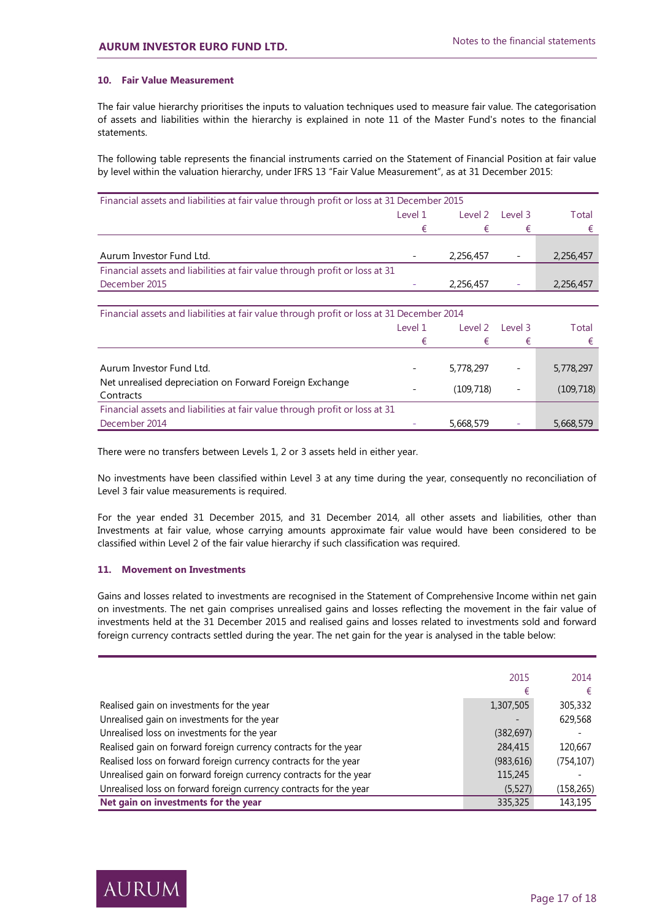## 10. Fair Value Measurement

The fair value hierarchy prioritises the inputs to valuation techniques used to measure fair value. The categorisation of assets and liabilities within the hierarchy is explained in note 11 of the Master Fund's notes to the financial statements.

The following table represents the financial instruments carried on the Statement of Financial Position at fair value by level within the valuation hierarchy, under IFRS 13 "Fair Value Measurement", as at 31 December 2015:

| Financial assets and liabilities at fair value through profit or loss at 31 December 2015 | Level 1 | Level 2 | Level 3 | Total |
|---|---|---|---|---|
| | € | € | € | € |
| Aurum Investor Fund Ltd. | - | 2,256,457 | - | 2,256,457 |
| Financial assets and liabilities at fair value through profit or loss at 31 December 2015 | - | 2,256,457 | - | 2,256,457 |

| Financial assets and liabilities at fair value through profit or loss at 31 December 2014 | Level 1 | Level 2 | Level 3 | Total |
|---|---|---|---|---|
| | € | € | € | € |
| Aurum Investor Fund Ltd. | - | 5,778,297 | - | 5,778,297 |
| Net unrealised depreciation on Forward Foreign Exchange Contracts | - | (109,718) | - | (109,718) |
| Financial assets and liabilities at fair value through profit or loss at 31 December 2014 | - | 5,668,579 | - | 5,668,579 |

There were no transfers between Levels 1, 2 or 3 assets held in either year.

No investments have been classified within Level 3 at any time during the year, consequently no reconciliation of Level 3 fair value measurements is required.

For the year ended 31 December 2015, and 31 December 2014, all other assets and liabilities, other than Investments at fair value, whose carrying amounts approximate fair value would have been considered to be classified within Level 2 of the fair value hierarchy if such classification was required.

## 11. Movement on Investments

Gains and losses related to investments are recognised in the Statement of Comprehensive Income within net gain on investments. The net gain comprises unrealised gains and losses reflecting the movement in the fair value of investments held at the 31 December 2015 and realised gains and losses related to investments sold and forward foreign currency contracts settled during the year. The net gain for the year is analysed in the table below:

| | 2015 | 2014 |
|---|---|---|
| | € | € |
| Realised gain on investments for the year | 1,307,505 | 305,332 |
| Unrealised gain on investments for the year | - | 629,568 |
| Unrealised loss on investments for the year | (382,697) | - |
| Realised gain on forward foreign currency contracts for the year | 284,415 | 120,667 |
| Realised loss on forward foreign currency contracts for the year | (983,616) | (754,107) |
| Unrealised gain on forward foreign currency contracts for the year | 115,245 | - |
| Unrealised loss on forward foreign currency contracts for the year | (5,527) | (158,265) |
| **Net gain on investments for the year** | 335,325 | 143,195 |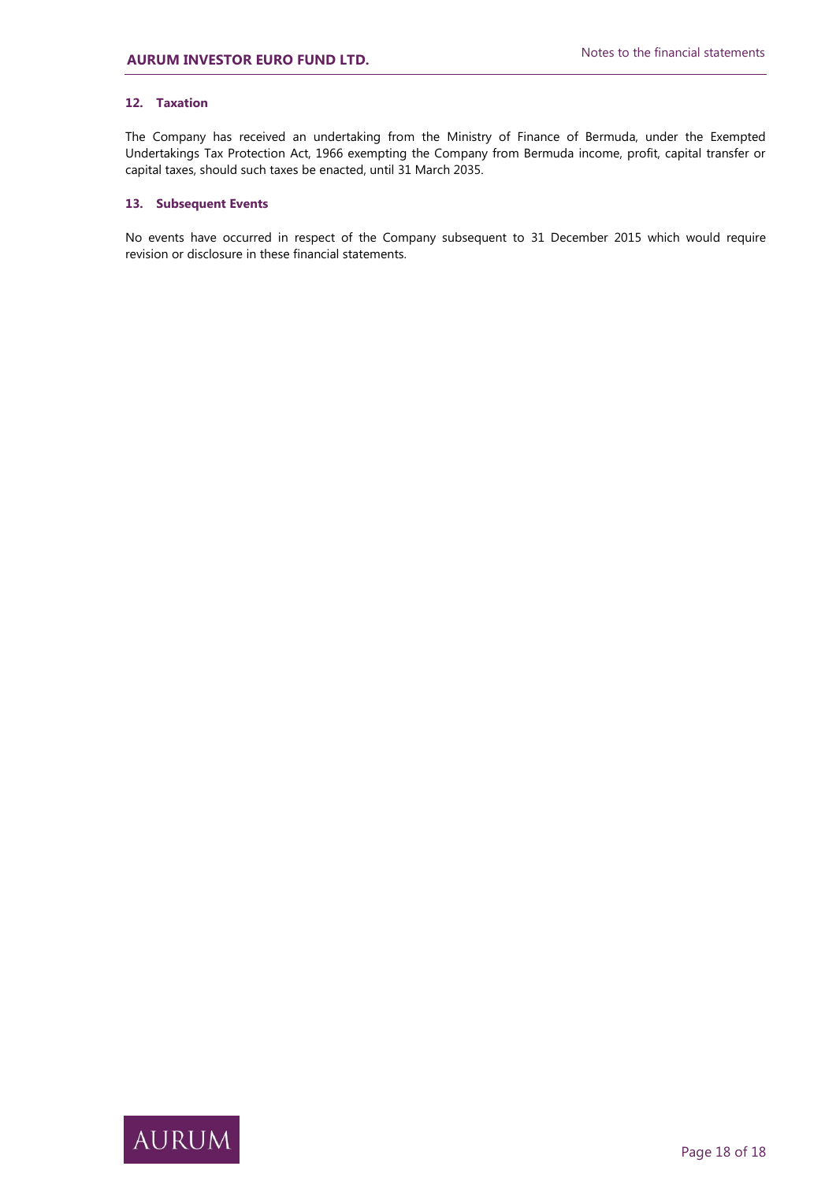## 12. Taxation

The Company has received an undertaking from the Ministry of Finance of Bermuda, under the Exempted Undertakings Tax Protection Act, 1966 exempting the Company from Bermuda income, profit, capital transfer or capital taxes, should such taxes be enacted, until 31 March 2035.

## 13. Subsequent Events

No events have occurred in respect of the Company subsequent to 31 December 2015 which would require revision or disclosure in these financial statements.